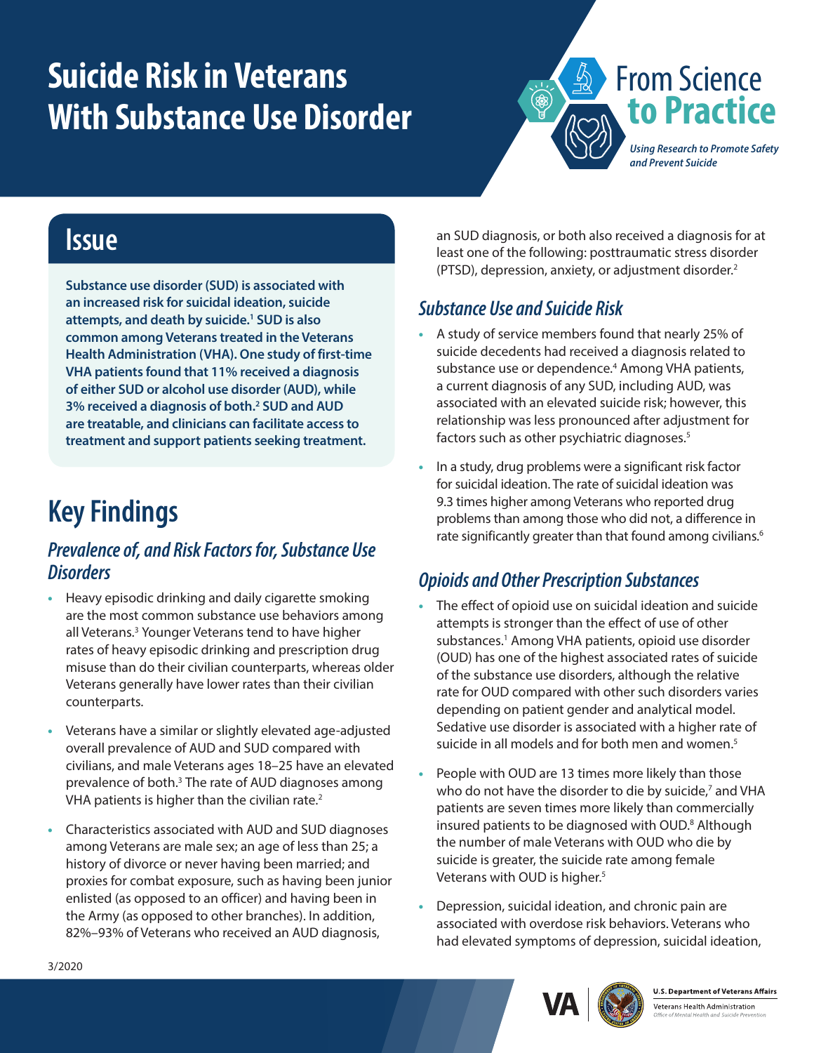# Suicide Risk in Veterans With Substance Use Disorder

From Science to Practice

*Using Research to Promote Safety and Prevent Suicide*

## Issue

**Substance use disorder (SUD) is associated with an increased risk for suicidal ideation, suicide attempts, and death by suicide.[1] SUD is also common among Veterans treated in the Veterans Health Administration (VHA). One study of first-time VHA patients found that 11% received a diagnosis of either SUD or alcohol use disorder (AUD), while 3% received a diagnosis of both.[2] SUD and AUD are treatable, and clinicians can facilitate access to treatment and support patients seeking treatment.**

## Key Findings

### *Prevalence of, and Risk Factors for, Substance Use Disorders*

- Heavy episodic drinking and daily cigarette smoking are the most common substance use behaviors among all Veterans.[3] Younger Veterans tend to have higher rates of heavy episodic drinking and prescription drug misuse than do their civilian counterparts, whereas older Veterans generally have lower rates than their civilian counterparts.
- Veterans have a similar or slightly elevated age-adjusted overall prevalence of AUD and SUD compared with civilians, and male Veterans ages 18–25 have an elevated prevalence of both.[3] The rate of AUD diagnoses among VHA patients is higher than the civilian rate.[2]
- Characteristics associated with AUD and SUD diagnoses among Veterans are male sex; an age of less than 25; a history of divorce or never having been married; and proxies for combat exposure, such as having been junior enlisted (as opposed to an officer) and having been in the Army (as opposed to other branches). In addition, 82%–93% of Veterans who received an AUD diagnosis, an SUD diagnosis, or both also received a diagnosis for at least one of the following: posttraumatic stress disorder (PTSD), depression, anxiety, or adjustment disorder.[2]

### *Substance Use and Suicide Risk*

- A study of service members found that nearly 25% of suicide decedents had received a diagnosis related to substance use or dependence.[4] Among VHA patients, a current diagnosis of any SUD, including AUD, was associated with an elevated suicide risk; however, this relationship was less pronounced after adjustment for factors such as other psychiatric diagnoses.[5]
- In a study, drug problems were a significant risk factor for suicidal ideation. The rate of suicidal ideation was 9.3 times higher among Veterans who reported drug problems than among those who did not, a difference in rate significantly greater than that found among civilians.[6]

### *Opioids and Other Prescription Substances*

- The effect of opioid use on suicidal ideation and suicide attempts is stronger than the effect of use of other substances.[1] Among VHA patients, opioid use disorder (OUD) has one of the highest associated rates of suicide of the substance use disorders, although the relative rate for OUD compared with other such disorders varies depending on patient gender and analytical model. Sedative use disorder is associated with a higher rate of suicide in all models and for both men and women.[5]
- People with OUD are 13 times more likely than those who do not have the disorder to die by suicide,[7] and VHA patients are seven times more likely than commercially insured patients to be diagnosed with OUD.[8] Although the number of male Veterans with OUD who die by suicide is greater, the suicide rate among female Veterans with OUD is higher.[5]
- Depression, suicidal ideation, and chronic pain are associated with overdose risk behaviors. Veterans who had elevated symptoms of depression, suicidal ideation,

3/2020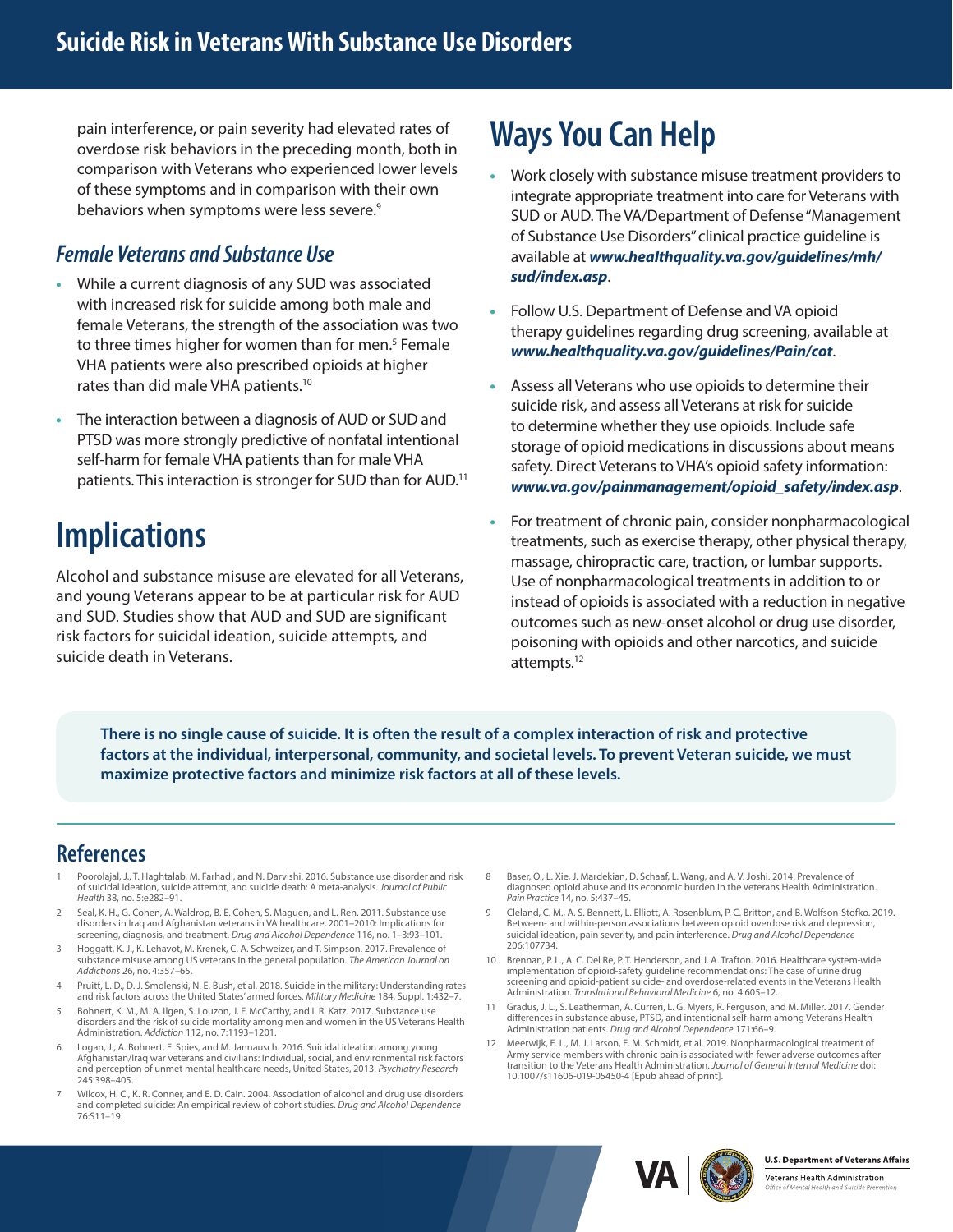# Suicide Risk in Veterans With Substance Use Disorders

pain interference, or pain severity had elevated rates of overdose risk behaviors in the preceding month, both in comparison with Veterans who experienced lower levels of these symptoms and in comparison with their own behaviors when symptoms were less severe.[9]

### *Female Veterans and Substance Use*

- While a current diagnosis of any SUD was associated with increased risk for suicide among both male and female Veterans, the strength of the association was two to three times higher for women than for men.[5] Female VHA patients were also prescribed opioids at higher rates than did male VHA patients.[10]
- The interaction between a diagnosis of AUD or SUD and PTSD was more strongly predictive of nonfatal intentional self-harm for female VHA patients than for male VHA patients. This interaction is stronger for SUD than for AUD.[11]

## Implications

Alcohol and substance misuse are elevated for all Veterans, and young Veterans appear to be at particular risk for AUD and SUD. Studies show that AUD and SUD are significant risk factors for suicidal ideation, suicide attempts, and suicide death in Veterans.

## Ways You Can Help

- Work closely with substance misuse treatment providers to integrate appropriate treatment into care for Veterans with SUD or AUD. The VA/Department of Defense "Management of Substance Use Disorders" clinical practice guideline is available at ***www.healthquality.va.gov/guidelines/mh/sud/index.asp***.
- Follow U.S. Department of Defense and VA opioid therapy guidelines regarding drug screening, available at ***www.healthquality.va.gov/guidelines/Pain/cot***.
- Assess all Veterans who use opioids to determine their suicide risk, and assess all Veterans at risk for suicide to determine whether they use opioids. Include safe storage of opioid medications in discussions about means safety. Direct Veterans to VHA's opioid safety information: ***www.va.gov/painmanagement/opioid_safety/index.asp***.
- For treatment of chronic pain, consider nonpharmacological treatments, such as exercise therapy, other physical therapy, massage, chiropractic care, traction, or lumbar supports. Use of nonpharmacological treatments in addition to or instead of opioids is associated with a reduction in negative outcomes such as new-onset alcohol or drug use disorder, poisoning with opioids and other narcotics, and suicide attempts.[12]

**There is no single cause of suicide. It is often the result of a complex interaction of risk and protective factors at the individual, interpersonal, community, and societal levels. To prevent Veteran suicide, we must maximize protective factors and minimize risk factors at all of these levels.**

## References

1. Poorolajal, J., T. Haghtalab, M. Farhadi, and N. Darvishi. 2016. Substance use disorder and risk of suicidal ideation, suicide attempt, and suicide death: A meta-analysis. *Journal of Public Health* 38, no. 5:e282–91.
2. Seal, K. H., G. Cohen, A. Waldrop, B. E. Cohen, S. Maguen, and L. Ren. 2011. Substance use disorders in Iraq and Afghanistan veterans in VA healthcare, 2001–2010: Implications for screening, diagnosis, and treatment. *Drug and Alcohol Dependence* 116, no. 1–3:93–101.
3. Hoggatt, K. J., K. Lehavot, M. Krenek, C. A. Schweizer, and T. Simpson. 2017. Prevalence of substance misuse among US veterans in the general population. *The American Journal on Addictions* 26, no. 4:357–65.
4. Pruitt, L. D., D. J. Smolenski, N. E. Bush, et al. 2018. Suicide in the military: Understanding rates and risk factors across the United States' armed forces. *Military Medicine* 184, Suppl. 1:432–7.
5. Bohnert, K. M., M. A. Ilgen, S. Louzon, J. F. McCarthy, and I. R. Katz. 2017. Substance use disorders and the risk of suicide mortality among men and women in the US Veterans Health Administration. *Addiction* 112, no. 7:1193–1201.
6. Logan, J., A. Bohnert, E. Spies, and M. Jannausch. 2016. Suicidal ideation among young Afghanistan/Iraq war veterans and civilians: Individual, social, and environmental risk factors and perception of unmet mental healthcare needs, United States, 2013. *Psychiatry Research* 245:398–405.
7. Wilcox, H. C., K. R. Conner, and E. D. Cain. 2004. Association of alcohol and drug use disorders and completed suicide: An empirical review of cohort studies. *Drug and Alcohol Dependence* 76:S11–19.
8. Baser, O., L. Xie, J. Mardekian, D. Schaaf, L. Wang, and A. V. Joshi. 2014. Prevalence of diagnosed opioid abuse and its economic burden in the Veterans Health Administration. *Pain Practice* 14, no. 5:437–45.
9. Cleland, C. M., A. S. Bennett, L. Elliott, A. Rosenblum, P. C. Britton, and B. Wolfson-Stofko. 2019. Between- and within-person associations between opioid overdose risk and depression, suicidal ideation, pain severity, and pain interference. *Drug and Alcohol Dependence* 206:107734.
10. Brennan, P. L., A. C. Del Re, P. T. Henderson, and J. A. Trafton. 2016. Healthcare system-wide implementation of opioid-safety guideline recommendations: The case of urine drug screening and opioid-patient suicide- and overdose-related events in the Veterans Health Administration. *Translational Behavioral Medicine* 6, no. 4:605–12.
11. Gradus, J. L., S. Leatherman, A. Curreri, L. G. Myers, R. Ferguson, and M. Miller. 2017. Gender differences in substance abuse, PTSD, and intentional self-harm among Veterans Health Administration patients. *Drug and Alcohol Dependence* 171:66–9.
12. Meerwijk, E. L., M. J. Larson, E. M. Schmidt, et al. 2019. Nonpharmacological treatment of Army service members with chronic pain is associated with fewer adverse outcomes after transition to the Veterans Health Administration. *Journal of General Internal Medicine* doi: 10.1007/s11606-019-05450-4 [Epub ahead of print].

VA | U.S. Department of Veterans Affairs

Veterans Health Administration
Office of Mental Health and Suicide Prevention